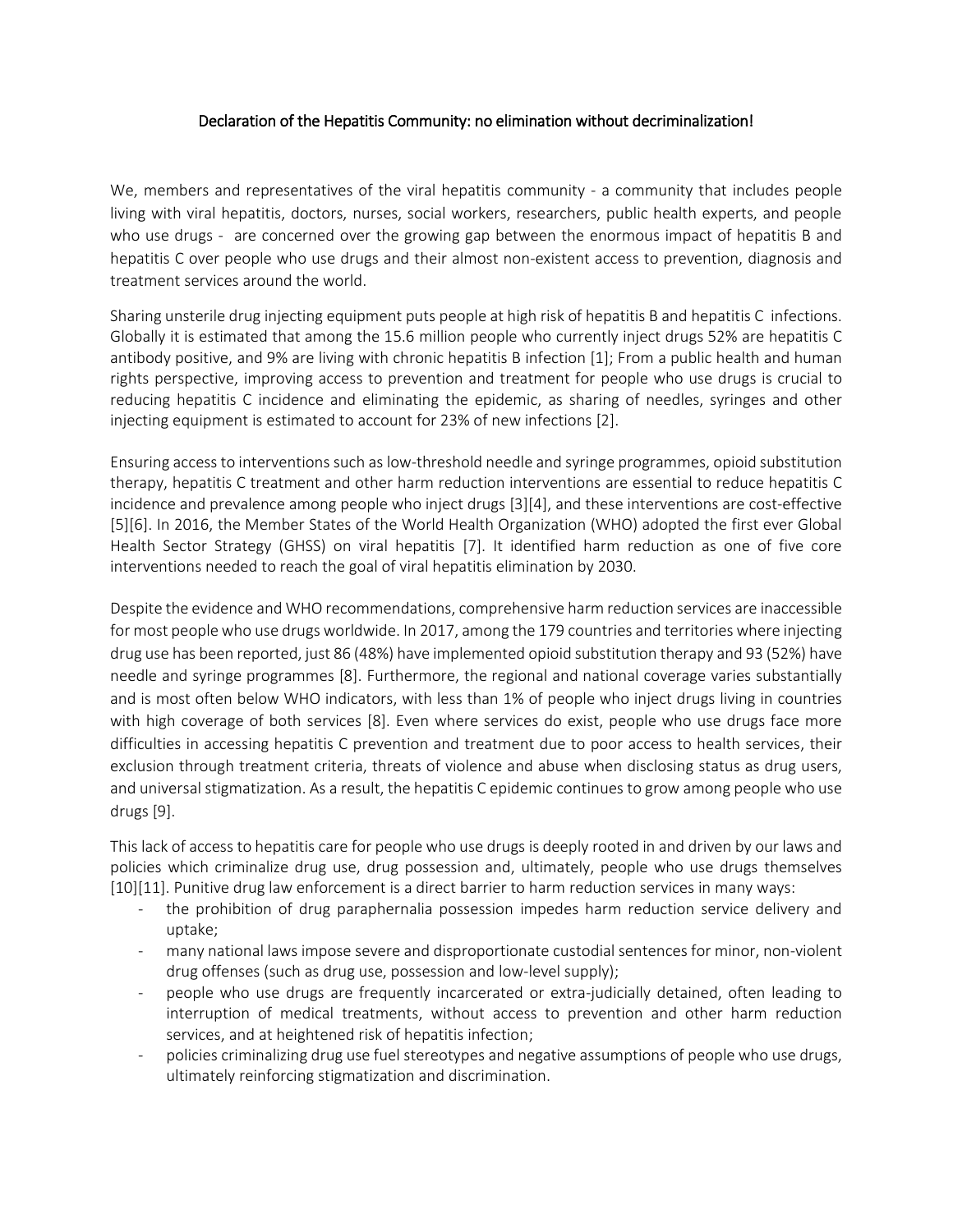# Declaration of the Hepatitis Community: no elimination without decriminalization!

We, members and representatives of the viral hepatitis community - a community that includes people living with viral hepatitis, doctors, nurses, social workers, researchers, public health experts, and people who use drugs - are concerned over the growing gap between the enormous impact of hepatitis B and hepatitis C over people who use drugs and their almost non-existent access to prevention, diagnosis and treatment services around the world.

Sharing unsterile drug injecting equipment puts people at high risk of hepatitis B and hepatitis C infections. Globally it is estimated that among the 15.6 million people who currently inject drugs 52% are hepatitis C antibody positive, and 9% are living with chronic hepatitis B infection [1]; From a public health and human rights perspective, improving access to prevention and treatment for people who use drugs is crucial to reducing hepatitis C incidence and eliminating the epidemic, as sharing of needles, syringes and other injecting equipment is estimated to account for 23% of new infections [2].

Ensuring access to interventions such as low-threshold needle and syringe programmes, opioid substitution therapy, hepatitis C treatment and other harm reduction interventions are essential to reduce hepatitis C incidence and prevalence among people who inject drugs [3][4], and these interventions are cost-effective [5][6]. In 2016, the Member States of the World Health Organization (WHO) adopted the first ever Global Health Sector Strategy (GHSS) on viral hepatitis [7]. It identified harm reduction as one of five core interventions needed to reach the goal of viral hepatitis elimination by 2030.

Despite the evidence and WHO recommendations, comprehensive harm reduction services are inaccessible for most people who use drugs worldwide. In 2017, among the 179 countries and territories where injecting drug use has been reported, just 86 (48%) have implemented opioid substitution therapy and 93 (52%) have needle and syringe programmes [8]. Furthermore, the regional and national coverage varies substantially and is most often below WHO indicators, with less than 1% of people who inject drugs living in countries with high coverage of both services [8]. Even where services do exist, people who use drugs face more difficulties in accessing hepatitis C prevention and treatment due to poor access to health services, their exclusion through treatment criteria, threats of violence and abuse when disclosing status as drug users, and universal stigmatization. As a result, the hepatitis C epidemic continues to grow among people who use drugs [9].

This lack of access to hepatitis care for people who use drugs is deeply rooted in and driven by our laws and policies which criminalize drug use, drug possession and, ultimately, people who use drugs themselves [10][11]. Punitive drug law enforcement is a direct barrier to harm reduction services in many ways:

- the prohibition of drug paraphernalia possession impedes harm reduction service delivery and uptake;
- many national laws impose severe and disproportionate custodial sentences for minor, non-violent drug offenses (such as drug use, possession and low-level supply);
- people who use drugs are frequently incarcerated or extra-judicially detained, often leading to interruption of medical treatments, without access to prevention and other harm reduction services, and at heightened risk of hepatitis infection;
- policies criminalizing drug use fuel stereotypes and negative assumptions of people who use drugs, ultimately reinforcing stigmatization and discrimination.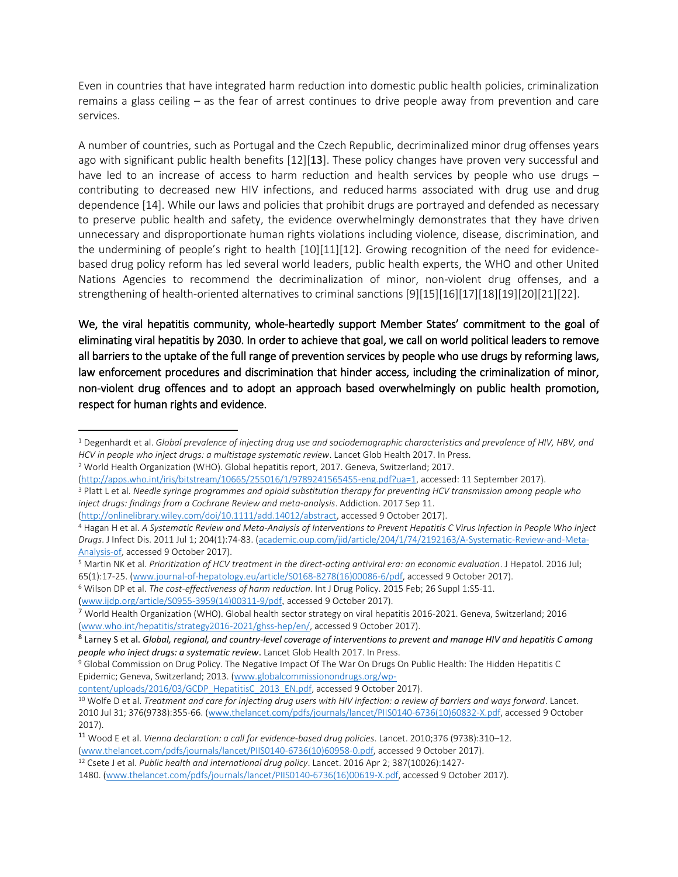Even in countries that have integrated harm reduction into domestic public health policies, criminalization remains a glass ceiling – as the fear of arrest continues to drive people away from prevention and care services.

A number of countries, such as Portugal and the Czech Republic, decriminalized minor drug offenses years ago with significant public health benefits [12][13]. These policy changes have proven very successful and have led to an increase of access to harm reduction and health services by people who use drugs – contributing to decreased new HIV infections, and reduced harms associated with drug use and drug dependence [14]. While our laws and policies that prohibit drugs are portrayed and defended as necessary to preserve public health and safety, the evidence overwhelmingly demonstrates that they have driven unnecessary and disproportionate human rights violations including violence, disease, discrimination, and the undermining of people's right to health [10][11][12]. Growing recognition of the need for evidence-based drug policy reform has led several world leaders, public health experts, the WHO and other United Nations Agencies to recommend the decriminalization of minor, non-violent drug offenses, and a strengthening of health-oriented alternatives to criminal sanctions [9][15][16][17][18][19][20][21][22].

**We, the viral hepatitis community, whole-heartedly support Member States' commitment to the goal of eliminating viral hepatitis by 2030. In order to achieve that goal, we call on world political leaders to remove all barriers to the uptake of the full range of prevention services by people who use drugs by reforming laws, law enforcement procedures and discrimination that hinder access, including the criminalization of minor, non-violent drug offences and to adopt an approach based overwhelmingly on public health promotion, respect for human rights and evidence.**

---

[1] Degenhardt et al. *Global prevalence of injecting drug use and sociodemographic characteristics and prevalence of HIV, HBV, and HCV in people who inject drugs: a multistage systematic review*. Lancet Glob Health 2017. In Press.

[2] World Health Organization (WHO). Global hepatitis report, 2017. Geneva, Switzerland; 2017. (http://apps.who.int/iris/bitstream/10665/255016/1/9789241565455-eng.pdf?ua=1, accessed: 11 September 2017).

[3] Platt L et al. *Needle syringe programmes and opioid substitution therapy for preventing HCV transmission among people who inject drugs: findings from a Cochrane Review and meta-analysis*. Addiction. 2017 Sep 11. (http://onlinelibrary.wiley.com/doi/10.1111/add.14012/abstract, accessed 9 October 2017).

[4] Hagan H et al. *A Systematic Review and Meta-Analysis of Interventions to Prevent Hepatitis C Virus Infection in People Who Inject Drugs*. J Infect Dis. 2011 Jul 1; 204(1):74-83. (academic.oup.com/jid/article/204/1/74/2192163/A-Systematic-Review-and-Meta-Analysis-of, accessed 9 October 2017).

[5] Martin NK et al. *Prioritization of HCV treatment in the direct-acting antiviral era: an economic evaluation*. J Hepatol. 2016 Jul; 65(1):17-25. (www.journal-of-hepatology.eu/article/S0168-8278(16)00086-6/pdf, accessed 9 October 2017).

[6] Wilson DP et al. *The cost-effectiveness of harm reduction*. Int J Drug Policy. 2015 Feb; 26 Suppl 1:S5-11. (www.ijdp.org/article/S0955-3959(14)00311-9/pdf, accessed 9 October 2017).

[7] World Health Organization (WHO). Global health sector strategy on viral hepatitis 2016-2021. Geneva, Switzerland; 2016 (www.who.int/hepatitis/strategy2016-2021/ghss-hep/en/, accessed 9 October 2017).

[8] Larney S et al. ***Global, regional, and country-level coverage of interventions to prevent and manage HIV and hepatitis C among people who inject drugs: a systematic review***. Lancet Glob Health 2017. In Press.

[9] Global Commission on Drug Policy. The Negative Impact Of The War On Drugs On Public Health: The Hidden Hepatitis C Epidemic; Geneva, Switzerland; 2013. (www.globalcommissionondrugs.org/wp-content/uploads/2016/03/GCDP_HepatitisC_2013_EN.pdf, accessed 9 October 2017).

[10] Wolfe D et al. *Treatment and care for injecting drug users with HIV infection: a review of barriers and ways forward*. Lancet. 2010 Jul 31; 376(9738):355-66. (www.thelancet.com/pdfs/journals/lancet/PIIS0140-6736(10)60832-X.pdf, accessed 9 October 2017).

[11] Wood E et al. *Vienna declaration: a call for evidence-based drug policies*. Lancet. 2010;376 (9738):310–12. (www.thelancet.com/pdfs/journals/lancet/PIIS0140-6736(10)60958-0.pdf, accessed 9 October 2017).

[12] Csete J et al. *Public health and international drug policy*. Lancet. 2016 Apr 2; 387(10026):1427-1480. (www.thelancet.com/pdfs/journals/lancet/PIIS0140-6736(16)00619-X.pdf, accessed 9 October 2017).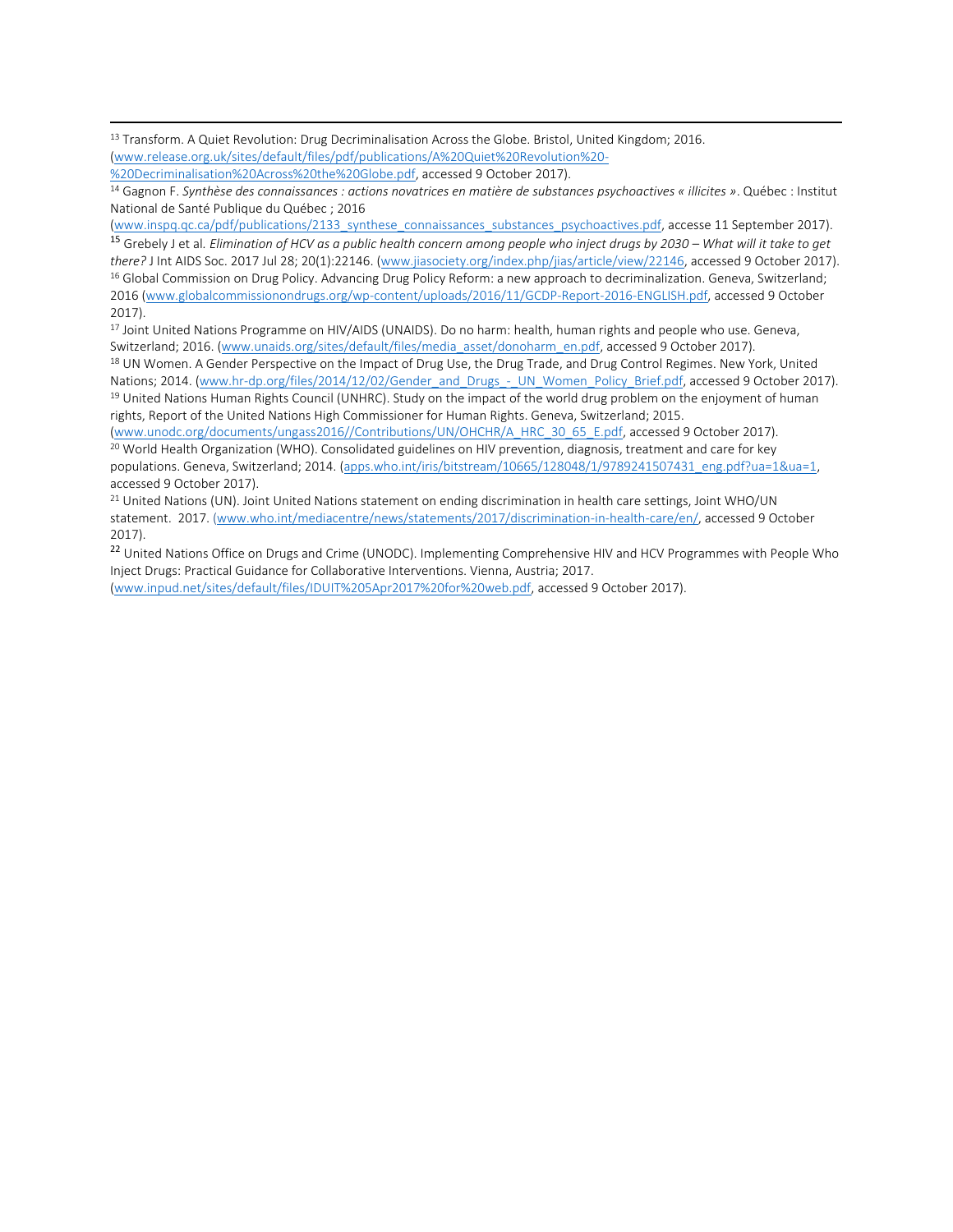[13] Transform. A Quiet Revolution: Drug Decriminalisation Across the Globe. Bristol, United Kingdom; 2016. (www.release.org.uk/sites/default/files/pdf/publications/A%20Quiet%20Revolution%20-%20Decriminalisation%20Across%20the%20Globe.pdf, accessed 9 October 2017).

[14] Gagnon F. *Synthèse des connaissances : actions novatrices en matière de substances psychoactives « illicites »*. Québec : Institut National de Santé Publique du Québec ; 2016 (www.inspq.qc.ca/pdf/publications/2133_synthese_connaissances_substances_psychoactives.pdf, accesse 11 September 2017).

[15] Grebely J et al. *Elimination of HCV as a public health concern among people who inject drugs by 2030 – What will it take to get there?* J Int AIDS Soc. 2017 Jul 28; 20(1):22146. (www.jiasociety.org/index.php/jias/article/view/22146, accessed 9 October 2017).

[16] Global Commission on Drug Policy. Advancing Drug Policy Reform: a new approach to decriminalization. Geneva, Switzerland; 2016 (www.globalcommissionondrugs.org/wp-content/uploads/2016/11/GCDP-Report-2016-ENGLISH.pdf, accessed 9 October 2017).

[17] Joint United Nations Programme on HIV/AIDS (UNAIDS). Do no harm: health, human rights and people who use. Geneva, Switzerland; 2016. (www.unaids.org/sites/default/files/media_asset/donoharm_en.pdf, accessed 9 October 2017).

[18] UN Women. A Gender Perspective on the Impact of Drug Use, the Drug Trade, and Drug Control Regimes. New York, United Nations; 2014. (www.hr-dp.org/files/2014/12/02/Gender_and_Drugs_-_UN_Women_Policy_Brief.pdf, accessed 9 October 2017).

[19] United Nations Human Rights Council (UNHRC). Study on the impact of the world drug problem on the enjoyment of human rights, Report of the United Nations High Commissioner for Human Rights. Geneva, Switzerland; 2015. (www.unodc.org/documents/ungass2016//Contributions/UN/OHCHR/A_HRC_30_65_E.pdf, accessed 9 October 2017).

[20] World Health Organization (WHO). Consolidated guidelines on HIV prevention, diagnosis, treatment and care for key populations. Geneva, Switzerland; 2014. (apps.who.int/iris/bitstream/10665/128048/1/9789241507431_eng.pdf?ua=1&ua=1, accessed 9 October 2017).

[21] United Nations (UN). Joint United Nations statement on ending discrimination in health care settings, Joint WHO/UN statement. 2017. (www.who.int/mediacentre/news/statements/2017/discrimination-in-health-care/en/, accessed 9 October 2017).

[22] United Nations Office on Drugs and Crime (UNODC). Implementing Comprehensive HIV and HCV Programmes with People Who Inject Drugs: Practical Guidance for Collaborative Interventions. Vienna, Austria; 2017. (www.inpud.net/sites/default/files/IDUIT%205Apr2017%20for%20web.pdf, accessed 9 October 2017).